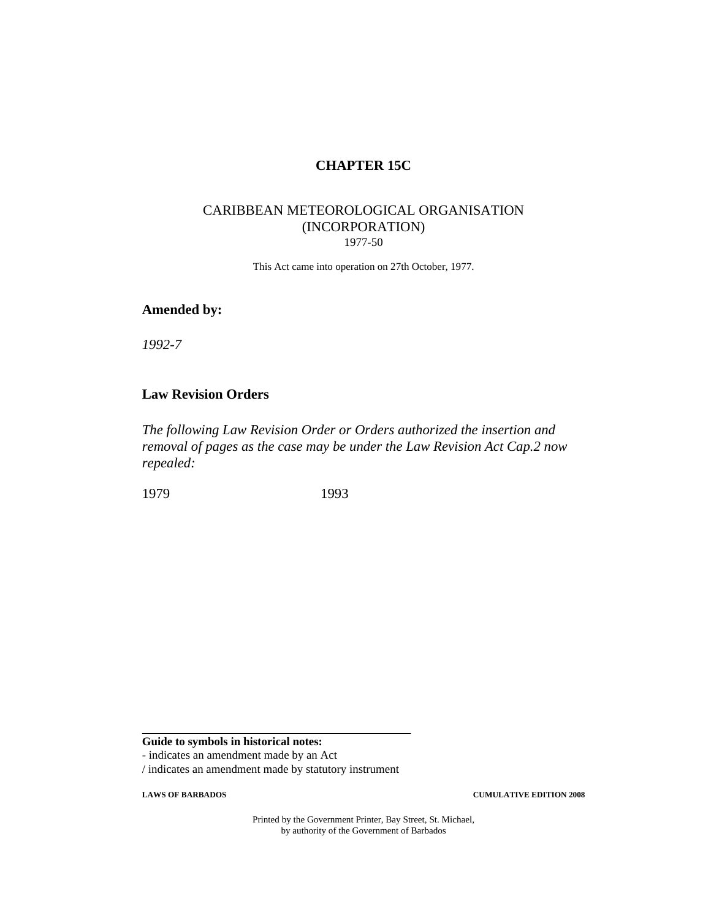# CHAPTER 15C

## CARIBBEAN METEOROLOGICAL ORGANISATION (INCORPORATION)

1977-50

This Act came into operation on 27th October, 1977.

**Amended by:**

*1992-7*

**Law Revision Orders**

*The following Law Revision Order or Orders authorized the insertion and removal of pages as the case may be under the Law Revision Act Cap.2 now repealed:*

1979 1993

**Guide to symbols in historical notes:**

- indicates an amendment made by an Act

/ indicates an amendment made by statutory instrument

Printed by the Government Printer, Bay Street, St. Michael, by authority of the Government of Barbados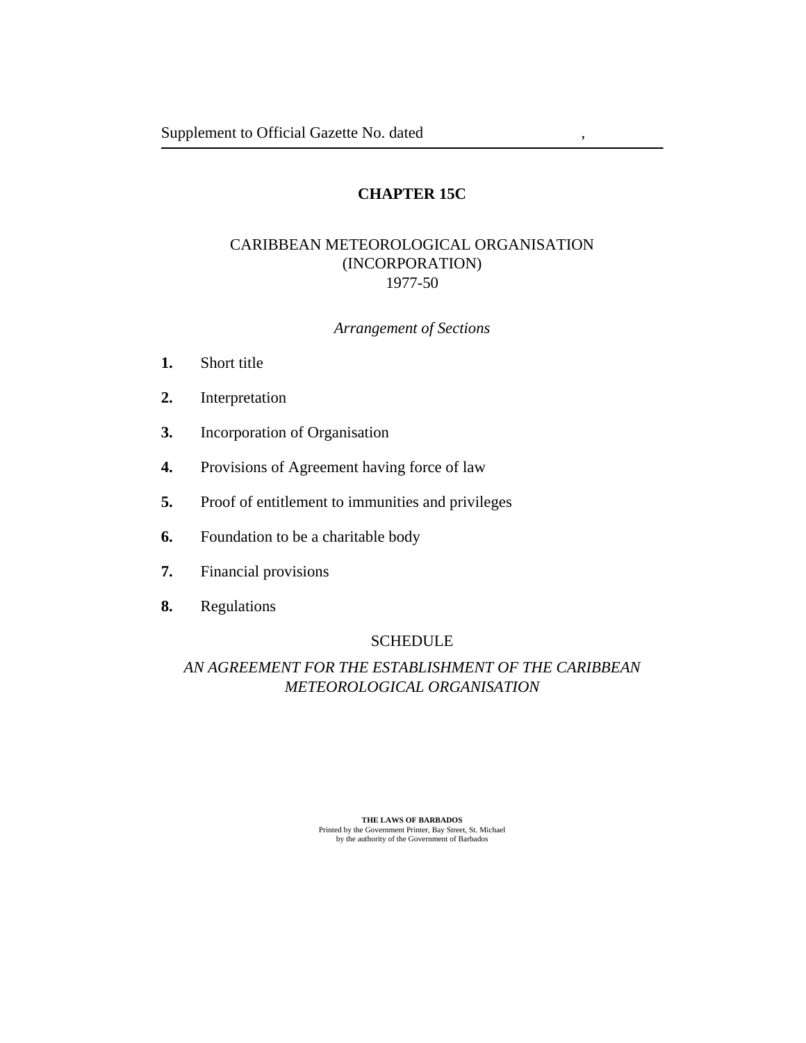# CHAPTER 15C

## CARIBBEAN METEOROLOGICAL ORGANISATION (INCORPORATION)

1977-50

*Arrangement of Sections*

**1.** Short title

**2.** Interpretation

**3.** Incorporation of Organisation

**4.** Provisions of Agreement having force of law

**5.** Proof of entitlement to immunities and privileges

**6.** Foundation to be a charitable body

**7.** Financial provisions

**8.** Regulations

SCHEDULE

*AN AGREEMENT FOR THE ESTABLISHMENT OF THE CARIBBEAN METEOROLOGICAL ORGANISATION*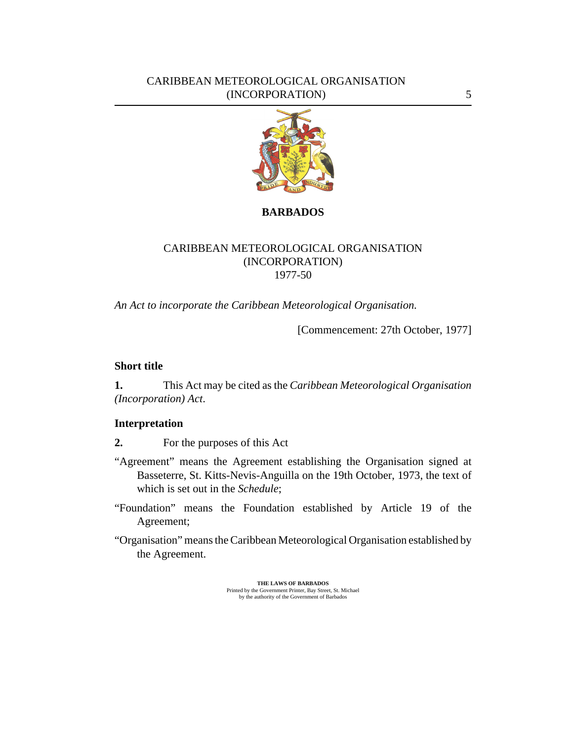# BARBADOS

## CARIBBEAN METEOROLOGICAL ORGANISATION (INCORPORATION) 1977-50

*An Act to incorporate the Caribbean Meteorological Organisation.*

[Commencement: 27th October, 1977]

### Short title

**1.** This Act may be cited as the *Caribbean Meteorological Organisation (Incorporation) Act*.

### Interpretation

**2.** For the purposes of this Act

"Agreement" means the Agreement establishing the Organisation signed at Basseterre, St. Kitts-Nevis-Anguilla on the 19th October, 1973, the text of which is set out in the *Schedule*;

"Foundation" means the Foundation established by Article 19 of the Agreement;

"Organisation" means the Caribbean Meteorological Organisation established by the Agreement.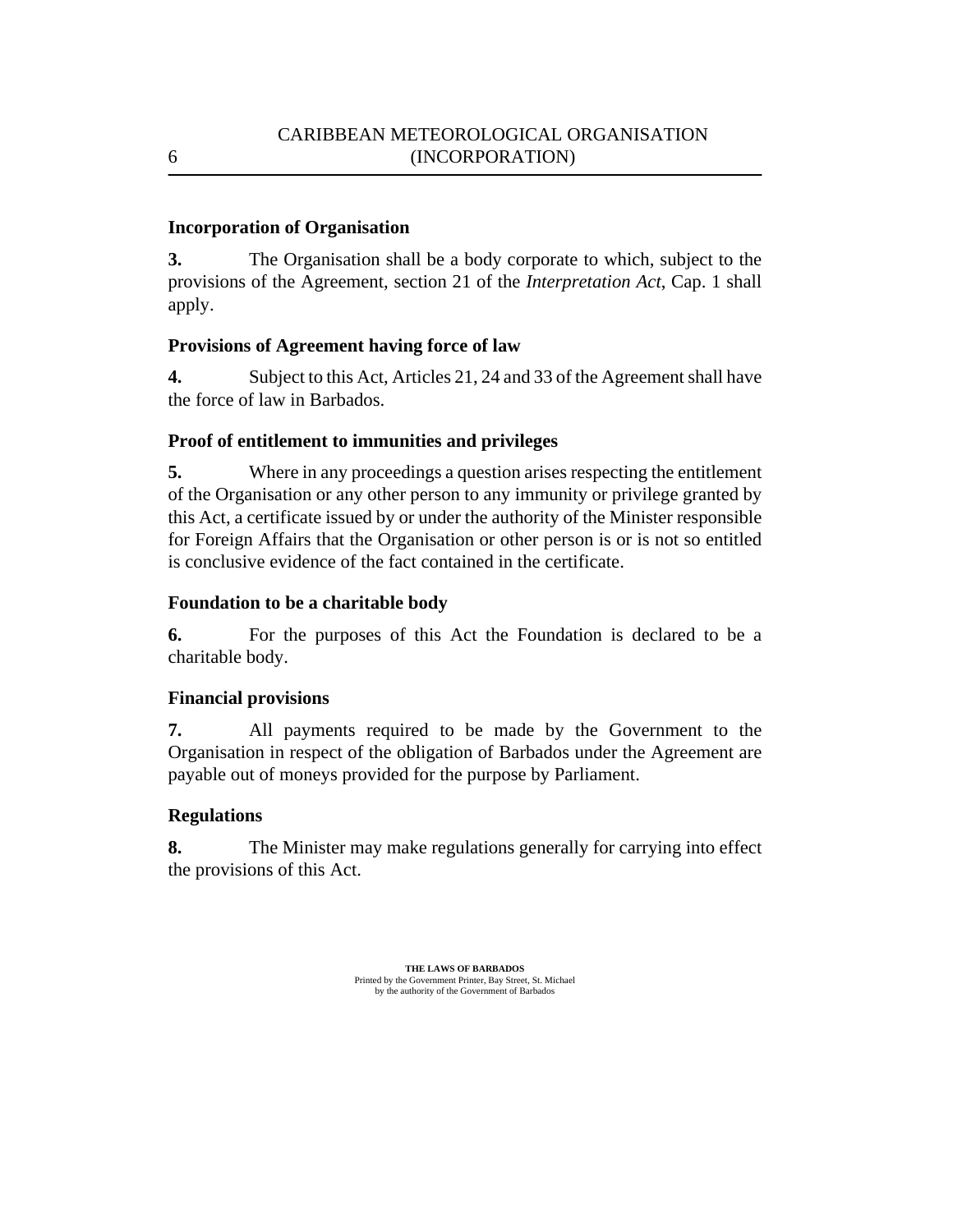**Incorporation of Organisation**

**3.** The Organisation shall be a body corporate to which, subject to the provisions of the Agreement, section 21 of the *Interpretation Act*, Cap. 1 shall apply.

**Provisions of Agreement having force of law**

**4.** Subject to this Act, Articles 21, 24 and 33 of the Agreement shall have the force of law in Barbados.

**Proof of entitlement to immunities and privileges**

**5.** Where in any proceedings a question arises respecting the entitlement of the Organisation or any other person to any immunity or privilege granted by this Act, a certificate issued by or under the authority of the Minister responsible for Foreign Affairs that the Organisation or other person is or is not so entitled is conclusive evidence of the fact contained in the certificate.

**Foundation to be a charitable body**

**6.** For the purposes of this Act the Foundation is declared to be a charitable body.

**Financial provisions**

**7.** All payments required to be made by the Government to the Organisation in respect of the obligation of Barbados under the Agreement are payable out of moneys provided for the purpose by Parliament.

**Regulations**

**8.** The Minister may make regulations generally for carrying into effect the provisions of this Act.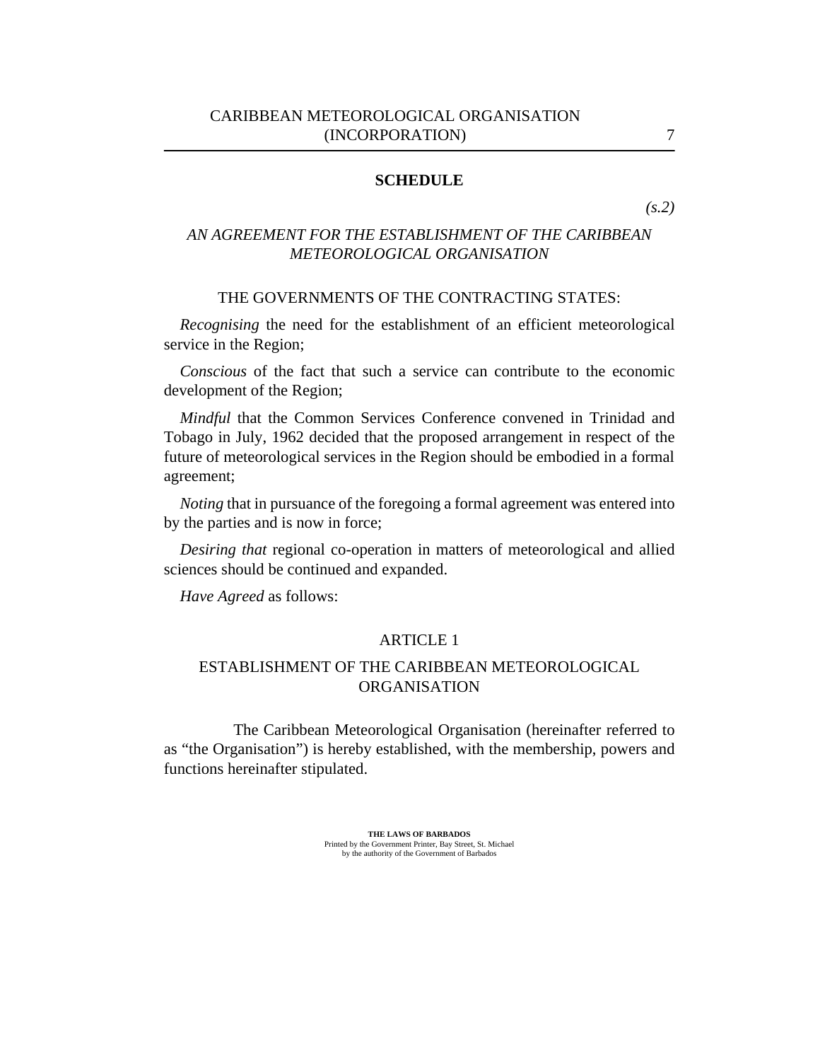## SCHEDULE

*(s.2)*

*AN AGREEMENT FOR THE ESTABLISHMENT OF THE CARIBBEAN METEOROLOGICAL ORGANISATION*

THE GOVERNMENTS OF THE CONTRACTING STATES:

*Recognising* the need for the establishment of an efficient meteorological service in the Region;

*Conscious* of the fact that such a service can contribute to the economic development of the Region;

*Mindful* that the Common Services Conference convened in Trinidad and Tobago in July, 1962 decided that the proposed arrangement in respect of the future of meteorological services in the Region should be embodied in a formal agreement;

*Noting* that in pursuance of the foregoing a formal agreement was entered into by the parties and is now in force;

*Desiring that* regional co-operation in matters of meteorological and allied sciences should be continued and expanded.

*Have Agreed* as follows:

### ARTICLE 1

### ESTABLISHMENT OF THE CARIBBEAN METEOROLOGICAL ORGANISATION

The Caribbean Meteorological Organisation (hereinafter referred to as "the Organisation") is hereby established, with the membership, powers and functions hereinafter stipulated.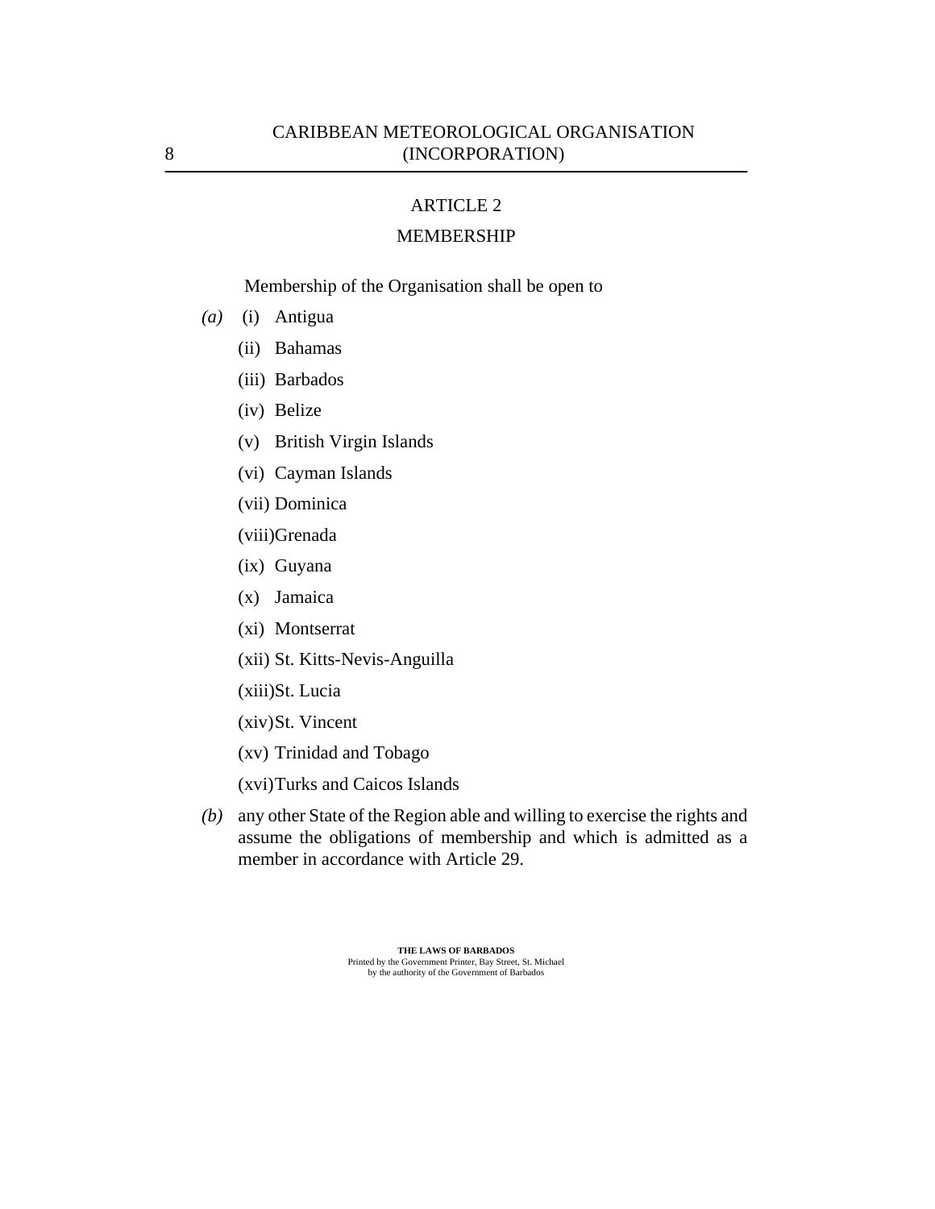## ARTICLE 2

## MEMBERSHIP

Membership of the Organisation shall be open to

*(a)* (i) Antigua

(ii) Bahamas

(iii) Barbados

(iv) Belize

(v) British Virgin Islands

(vi) Cayman Islands

(vii) Dominica

(viii) Grenada

(ix) Guyana

(x) Jamaica

(xi) Montserrat

(xii) St. Kitts-Nevis-Anguilla

(xiii) St. Lucia

(xiv) St. Vincent

(xv) Trinidad and Tobago

(xvi) Turks and Caicos Islands

*(b)* any other State of the Region able and willing to exercise the rights and assume the obligations of membership and which is admitted as a member in accordance with Article 29.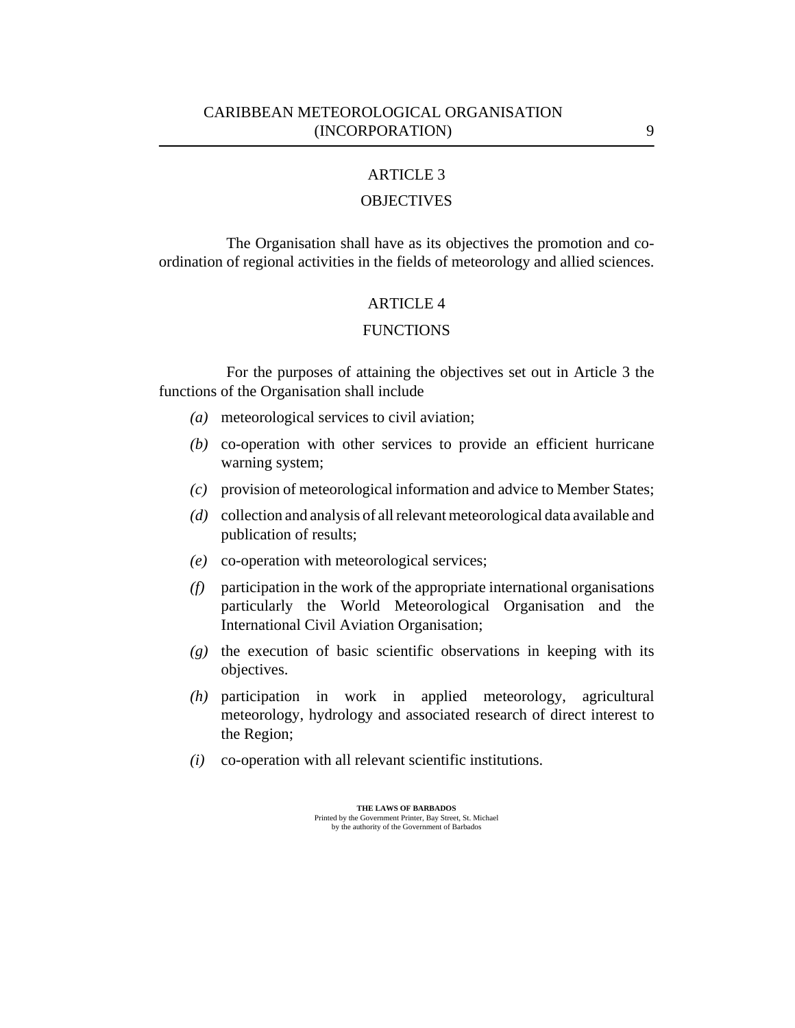## ARTICLE 3

## OBJECTIVES

The Organisation shall have as its objectives the promotion and co-ordination of regional activities in the fields of meteorology and allied sciences.

## ARTICLE 4

## FUNCTIONS

For the purposes of attaining the objectives set out in Article 3 the functions of the Organisation shall include

*(a)* meteorological services to civil aviation;

*(b)* co-operation with other services to provide an efficient hurricane warning system;

*(c)* provision of meteorological information and advice to Member States;

*(d)* collection and analysis of all relevant meteorological data available and publication of results;

*(e)* co-operation with meteorological services;

*(f)* participation in the work of the appropriate international organisations particularly the World Meteorological Organisation and the International Civil Aviation Organisation;

*(g)* the execution of basic scientific observations in keeping with its objectives.

*(h)* participation in work in applied meteorology, agricultural meteorology, hydrology and associated research of direct interest to the Region;

*(i)* co-operation with all relevant scientific institutions.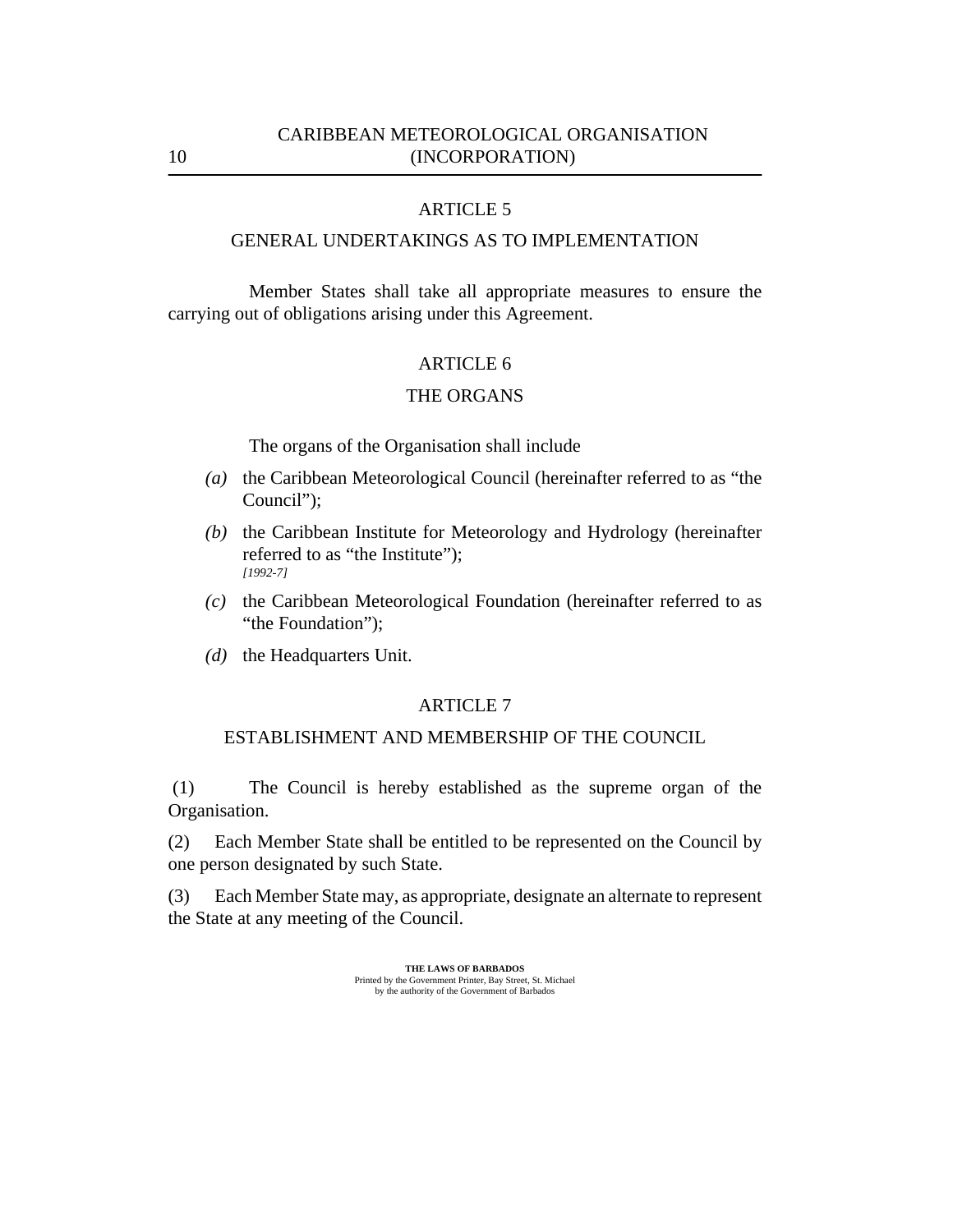## ARTICLE 5

### GENERAL UNDERTAKINGS AS TO IMPLEMENTATION

Member States shall take all appropriate measures to ensure the carrying out of obligations arising under this Agreement.

## ARTICLE 6

### THE ORGANS

The organs of the Organisation shall include

*(a)* the Caribbean Meteorological Council (hereinafter referred to as "the Council");

*(b)* the Caribbean Institute for Meteorology and Hydrology (hereinafter referred to as "the Institute");
*[1992-7]*

*(c)* the Caribbean Meteorological Foundation (hereinafter referred to as "the Foundation");

*(d)* the Headquarters Unit.

## ARTICLE 7

### ESTABLISHMENT AND MEMBERSHIP OF THE COUNCIL

(1) The Council is hereby established as the supreme organ of the Organisation.

(2) Each Member State shall be entitled to be represented on the Council by one person designated by such State.

(3) Each Member State may, as appropriate, designate an alternate to represent the State at any meeting of the Council.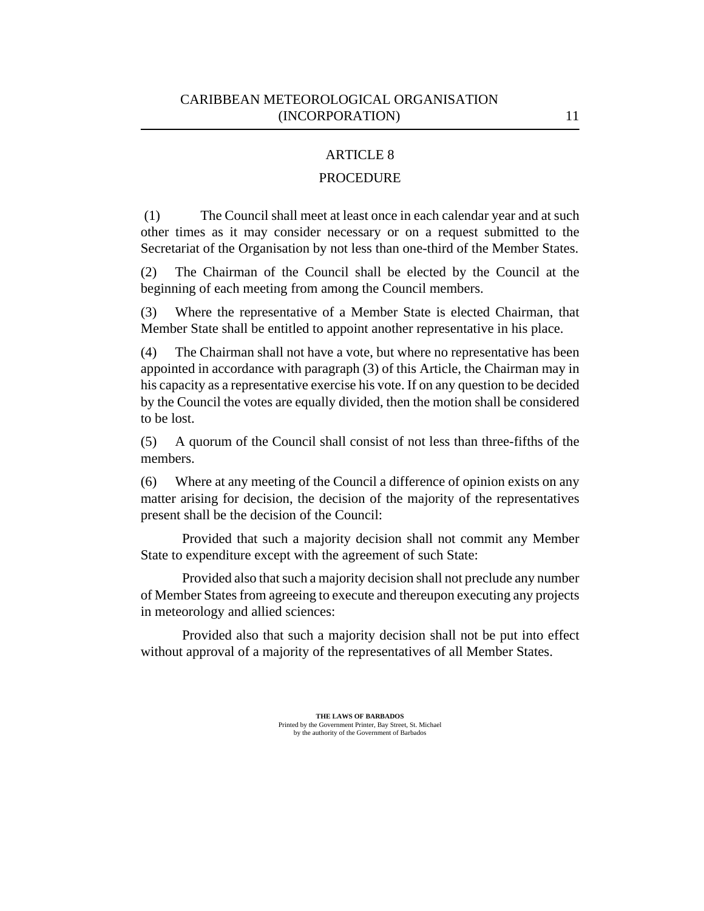## ARTICLE 8

## PROCEDURE

(1) The Council shall meet at least once in each calendar year and at such other times as it may consider necessary or on a request submitted to the Secretariat of the Organisation by not less than one-third of the Member States.

(2) The Chairman of the Council shall be elected by the Council at the beginning of each meeting from among the Council members.

(3) Where the representative of a Member State is elected Chairman, that Member State shall be entitled to appoint another representative in his place.

(4) The Chairman shall not have a vote, but where no representative has been appointed in accordance with paragraph (3) of this Article, the Chairman may in his capacity as a representative exercise his vote. If on any question to be decided by the Council the votes are equally divided, then the motion shall be considered to be lost.

(5) A quorum of the Council shall consist of not less than three-fifths of the members.

(6) Where at any meeting of the Council a difference of opinion exists on any matter arising for decision, the decision of the majority of the representatives present shall be the decision of the Council:

Provided that such a majority decision shall not commit any Member State to expenditure except with the agreement of such State:

Provided also that such a majority decision shall not preclude any number of Member States from agreeing to execute and thereupon executing any projects in meteorology and allied sciences:

Provided also that such a majority decision shall not be put into effect without approval of a majority of the representatives of all Member States.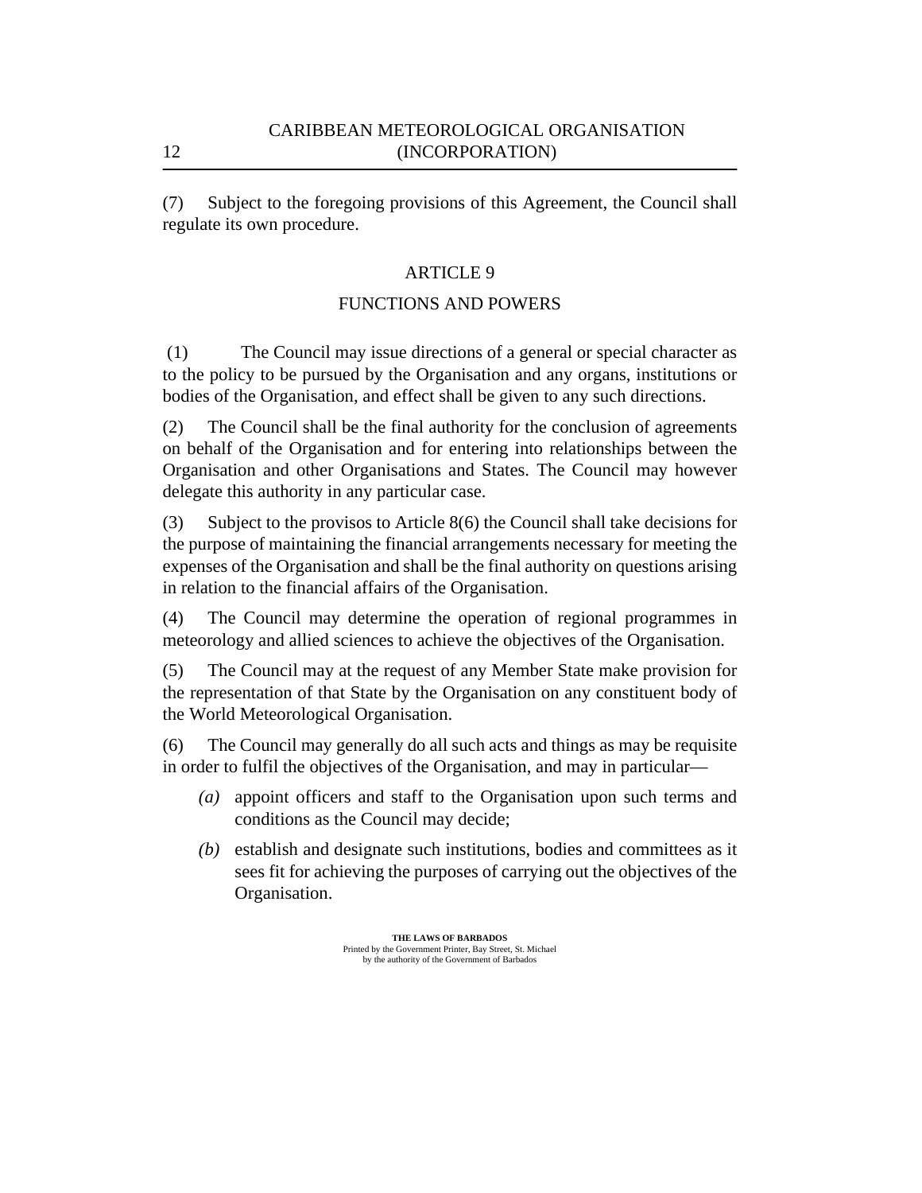(7) Subject to the foregoing provisions of this Agreement, the Council shall regulate its own procedure.

## ARTICLE 9

## FUNCTIONS AND POWERS

(1) The Council may issue directions of a general or special character as to the policy to be pursued by the Organisation and any organs, institutions or bodies of the Organisation, and effect shall be given to any such directions.

(2) The Council shall be the final authority for the conclusion of agreements on behalf of the Organisation and for entering into relationships between the Organisation and other Organisations and States. The Council may however delegate this authority in any particular case.

(3) Subject to the provisos to Article 8(6) the Council shall take decisions for the purpose of maintaining the financial arrangements necessary for meeting the expenses of the Organisation and shall be the final authority on questions arising in relation to the financial affairs of the Organisation.

(4) The Council may determine the operation of regional programmes in meteorology and allied sciences to achieve the objectives of the Organisation.

(5) The Council may at the request of any Member State make provision for the representation of that State by the Organisation on any constituent body of the World Meteorological Organisation.

(6) The Council may generally do all such acts and things as may be requisite in order to fulfil the objectives of the Organisation, and may in particular—

*(a)* appoint officers and staff to the Organisation upon such terms and conditions as the Council may decide;

*(b)* establish and designate such institutions, bodies and committees as it sees fit for achieving the purposes of carrying out the objectives of the Organisation.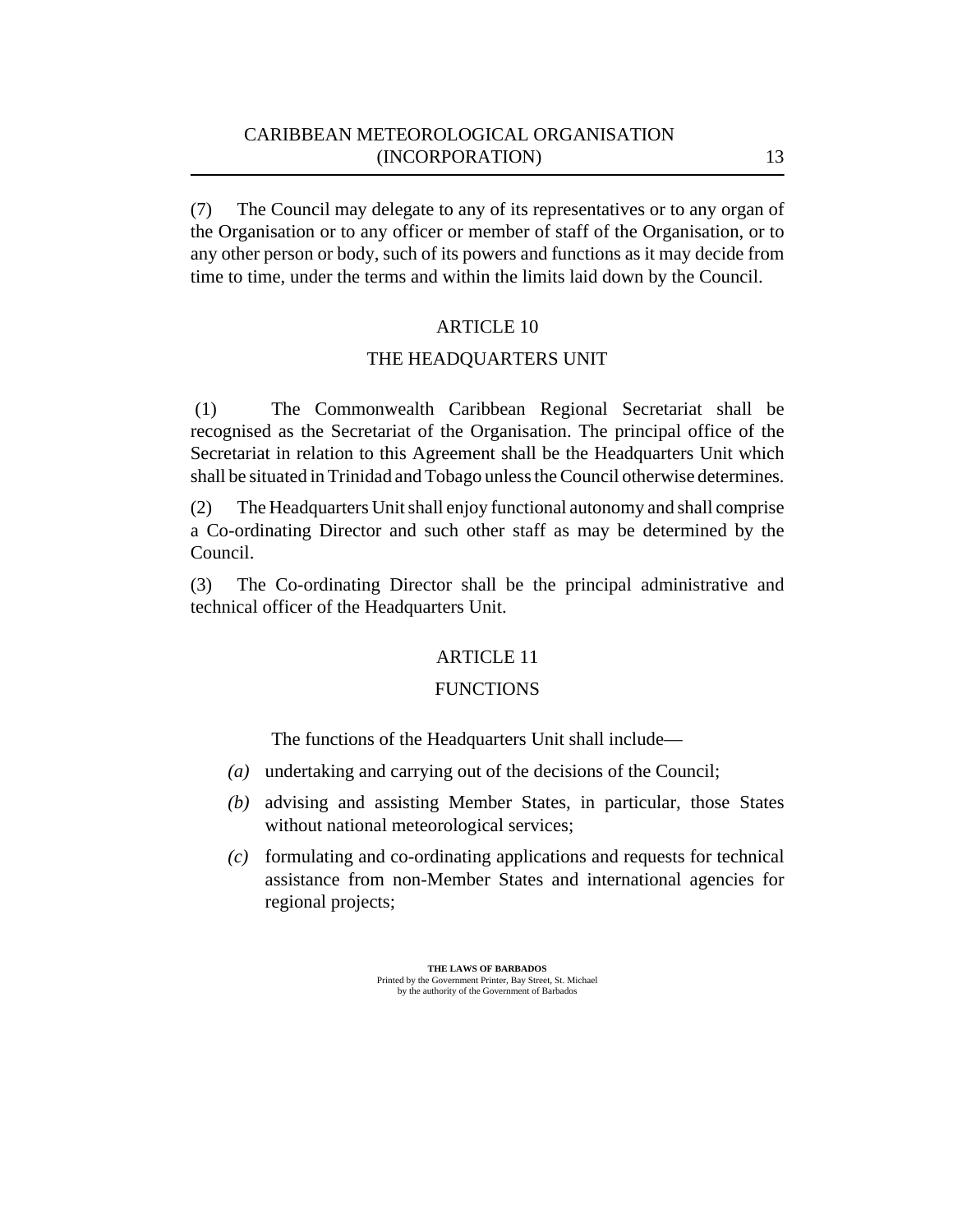(7) The Council may delegate to any of its representatives or to any organ of the Organisation or to any officer or member of staff of the Organisation, or to any other person or body, such of its powers and functions as it may decide from time to time, under the terms and within the limits laid down by the Council.

## ARTICLE 10

## THE HEADQUARTERS UNIT

(1) The Commonwealth Caribbean Regional Secretariat shall be recognised as the Secretariat of the Organisation. The principal office of the Secretariat in relation to this Agreement shall be the Headquarters Unit which shall be situated in Trinidad and Tobago unless the Council otherwise determines.

(2) The Headquarters Unit shall enjoy functional autonomy and shall comprise a Co-ordinating Director and such other staff as may be determined by the Council.

(3) The Co-ordinating Director shall be the principal administrative and technical officer of the Headquarters Unit.

## ARTICLE 11

## FUNCTIONS

The functions of the Headquarters Unit shall include—

*(a)* undertaking and carrying out of the decisions of the Council;

*(b)* advising and assisting Member States, in particular, those States without national meteorological services;

*(c)* formulating and co-ordinating applications and requests for technical assistance from non-Member States and international agencies for regional projects;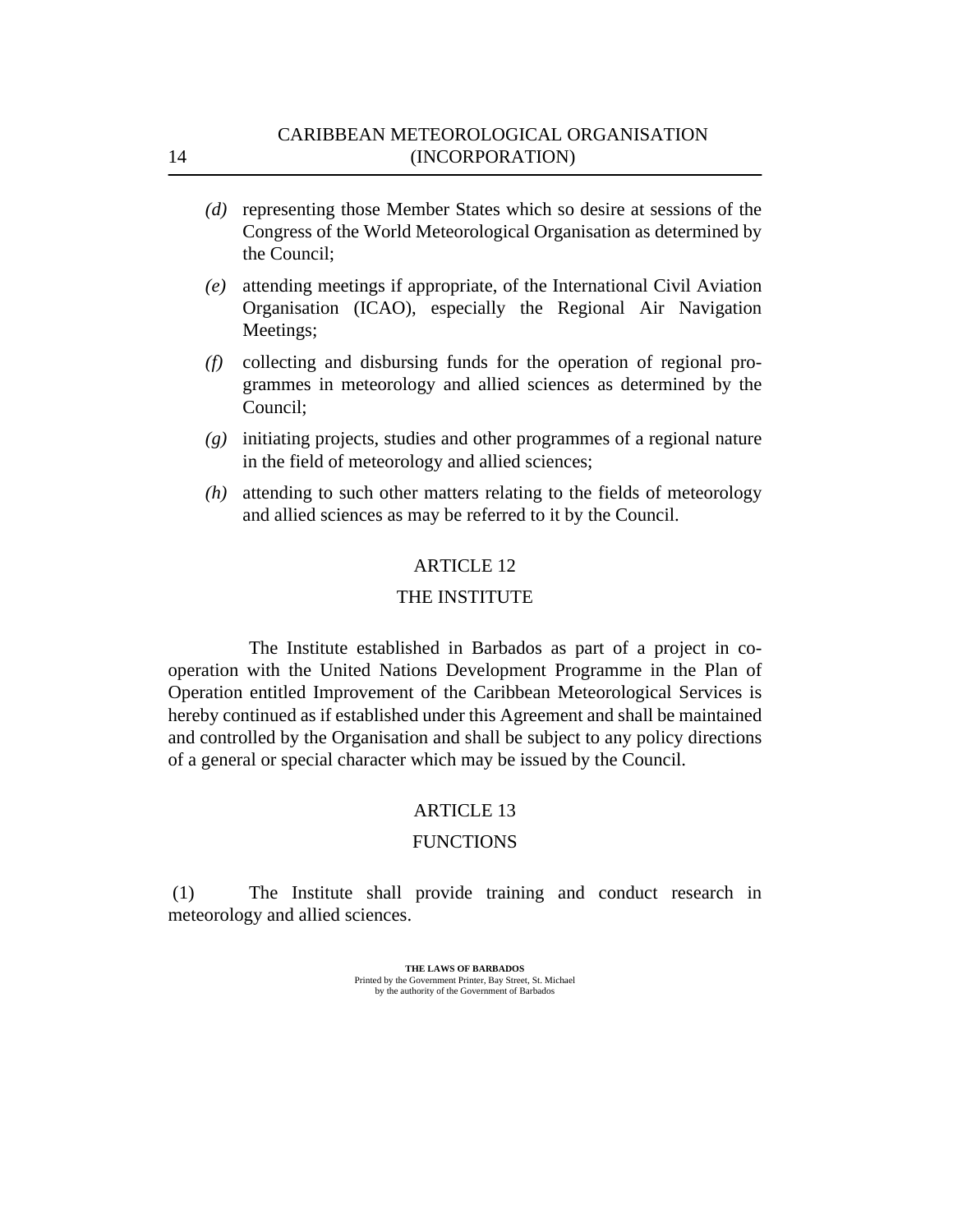*(d)* representing those Member States which so desire at sessions of the Congress of the World Meteorological Organisation as determined by the Council;

*(e)* attending meetings if appropriate, of the International Civil Aviation Organisation (ICAO), especially the Regional Air Navigation Meetings;

*(f)* collecting and disbursing funds for the operation of regional programmes in meteorology and allied sciences as determined by the Council;

*(g)* initiating projects, studies and other programmes of a regional nature in the field of meteorology and allied sciences;

*(h)* attending to such other matters relating to the fields of meteorology and allied sciences as may be referred to it by the Council.

## ARTICLE 12

## THE INSTITUTE

The Institute established in Barbados as part of a project in co-operation with the United Nations Development Programme in the Plan of Operation entitled Improvement of the Caribbean Meteorological Services is hereby continued as if established under this Agreement and shall be maintained and controlled by the Organisation and shall be subject to any policy directions of a general or special character which may be issued by the Council.

## ARTICLE 13

## FUNCTIONS

(1) The Institute shall provide training and conduct research in meteorology and allied sciences.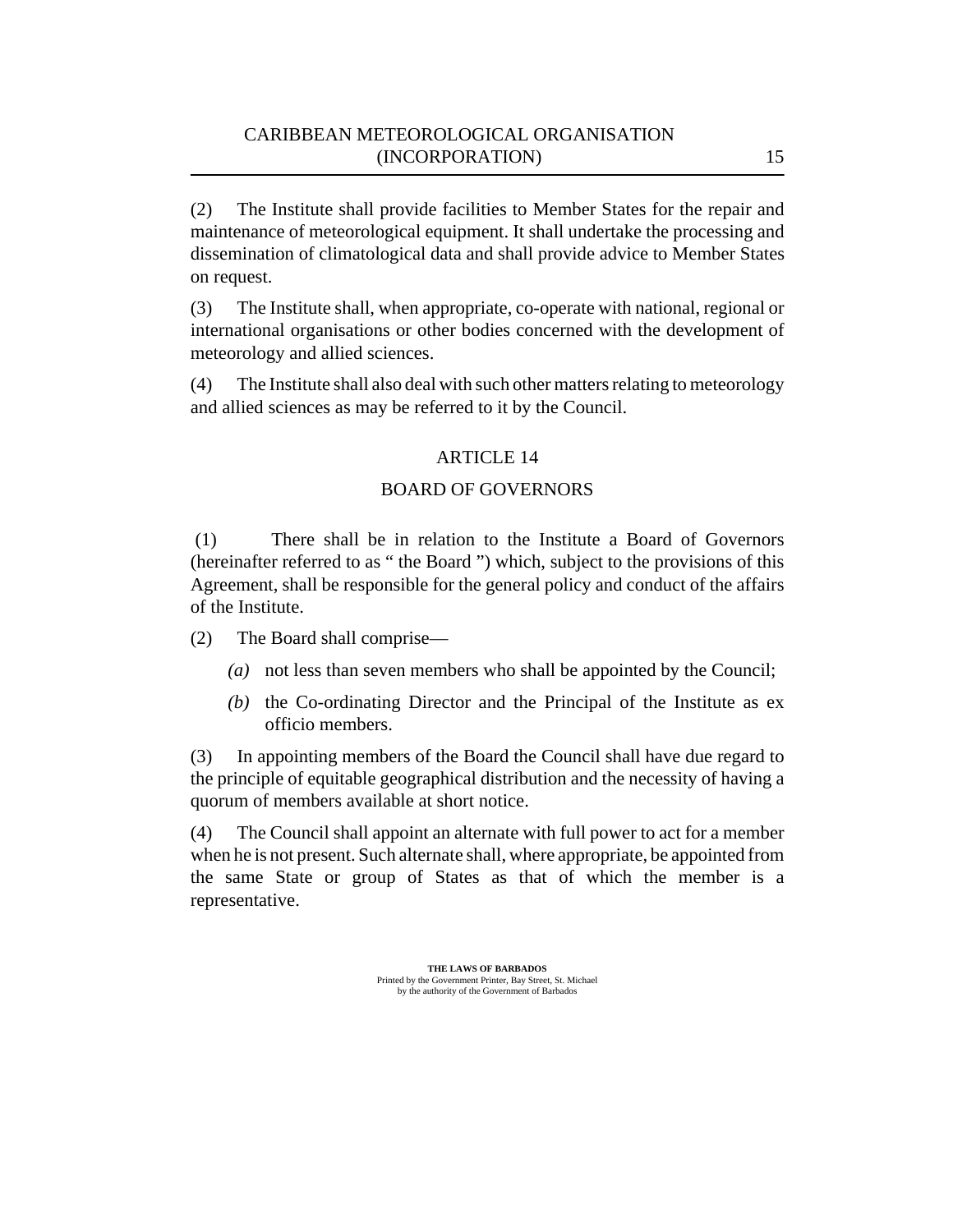(2) The Institute shall provide facilities to Member States for the repair and maintenance of meteorological equipment. It shall undertake the processing and dissemination of climatological data and shall provide advice to Member States on request.

(3) The Institute shall, when appropriate, co-operate with national, regional or international organisations or other bodies concerned with the development of meteorology and allied sciences.

(4) The Institute shall also deal with such other matters relating to meteorology and allied sciences as may be referred to it by the Council.

## ARTICLE 14

## BOARD OF GOVERNORS

(1) There shall be in relation to the Institute a Board of Governors (hereinafter referred to as " the Board ") which, subject to the provisions of this Agreement, shall be responsible for the general policy and conduct of the affairs of the Institute.

(2) The Board shall comprise—

*(a)* not less than seven members who shall be appointed by the Council;

*(b)* the Co-ordinating Director and the Principal of the Institute as ex officio members.

(3) In appointing members of the Board the Council shall have due regard to the principle of equitable geographical distribution and the necessity of having a quorum of members available at short notice.

(4) The Council shall appoint an alternate with full power to act for a member when he is not present. Such alternate shall, where appropriate, be appointed from the same State or group of States as that of which the member is a representative.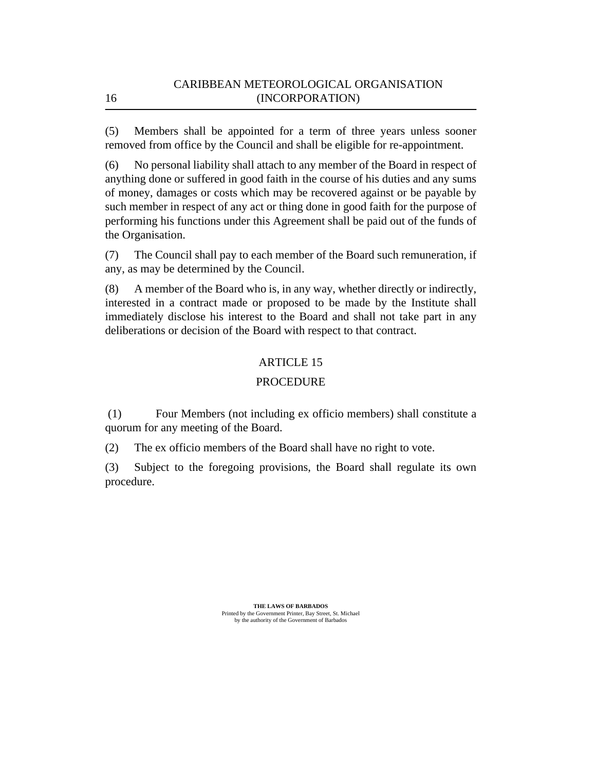(5) Members shall be appointed for a term of three years unless sooner removed from office by the Council and shall be eligible for re-appointment.

(6) No personal liability shall attach to any member of the Board in respect of anything done or suffered in good faith in the course of his duties and any sums of money, damages or costs which may be recovered against or be payable by such member in respect of any act or thing done in good faith for the purpose of performing his functions under this Agreement shall be paid out of the funds of the Organisation.

(7) The Council shall pay to each member of the Board such remuneration, if any, as may be determined by the Council.

(8) A member of the Board who is, in any way, whether directly or indirectly, interested in a contract made or proposed to be made by the Institute shall immediately disclose his interest to the Board and shall not take part in any deliberations or decision of the Board with respect to that contract.

## ARTICLE 15

## PROCEDURE

(1) Four Members (not including ex officio members) shall constitute a quorum for any meeting of the Board.

(2) The ex officio members of the Board shall have no right to vote.

(3) Subject to the foregoing provisions, the Board shall regulate its own procedure.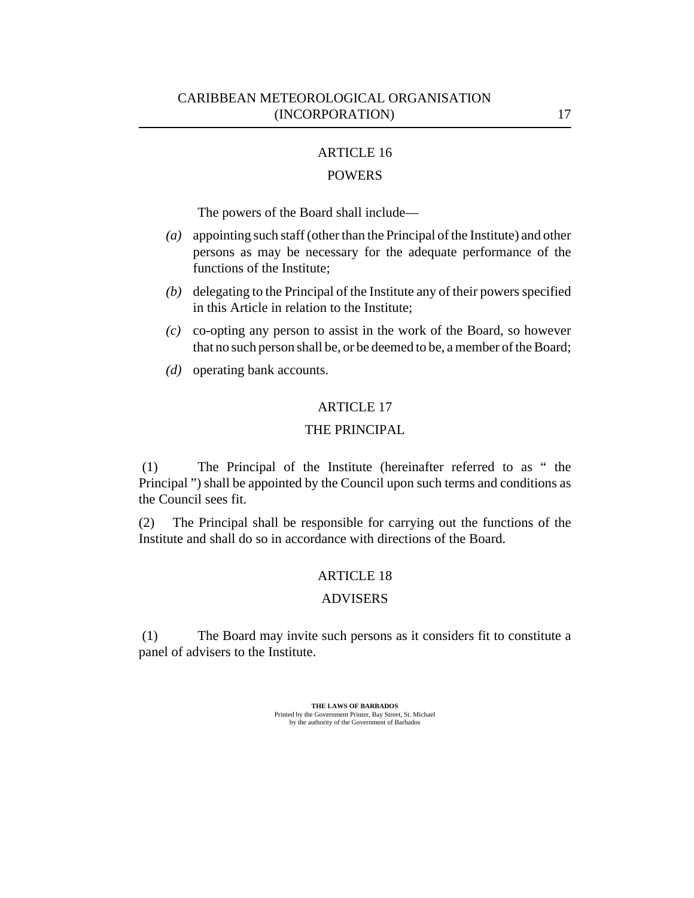## ARTICLE 16

### POWERS

The powers of the Board shall include—

*(a)* appointing such staff (other than the Principal of the Institute) and other persons as may be necessary for the adequate performance of the functions of the Institute;

*(b)* delegating to the Principal of the Institute any of their powers specified in this Article in relation to the Institute;

*(c)* co-opting any person to assist in the work of the Board, so however that no such person shall be, or be deemed to be, a member of the Board;

*(d)* operating bank accounts.

## ARTICLE 17

### THE PRINCIPAL

(1) The Principal of the Institute (hereinafter referred to as " the Principal ") shall be appointed by the Council upon such terms and conditions as the Council sees fit.

(2) The Principal shall be responsible for carrying out the functions of the Institute and shall do so in accordance with directions of the Board.

## ARTICLE 18

### ADVISERS

(1) The Board may invite such persons as it considers fit to constitute a panel of advisers to the Institute.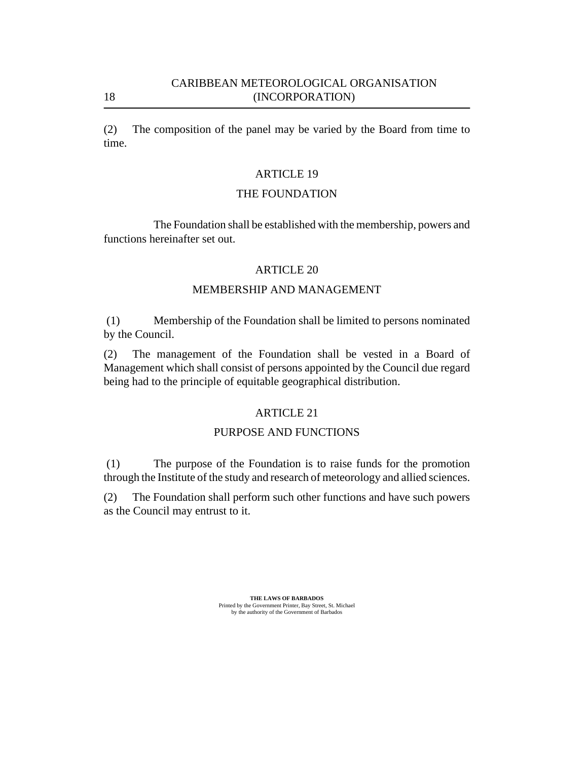(2) The composition of the panel may be varied by the Board from time to time.

## ARTICLE 19

## THE FOUNDATION

The Foundation shall be established with the membership, powers and functions hereinafter set out.

## ARTICLE 20

## MEMBERSHIP AND MANAGEMENT

(1) Membership of the Foundation shall be limited to persons nominated by the Council.

(2) The management of the Foundation shall be vested in a Board of Management which shall consist of persons appointed by the Council due regard being had to the principle of equitable geographical distribution.

## ARTICLE 21

## PURPOSE AND FUNCTIONS

(1) The purpose of the Foundation is to raise funds for the promotion through the Institute of the study and research of meteorology and allied sciences.

(2) The Foundation shall perform such other functions and have such powers as the Council may entrust to it.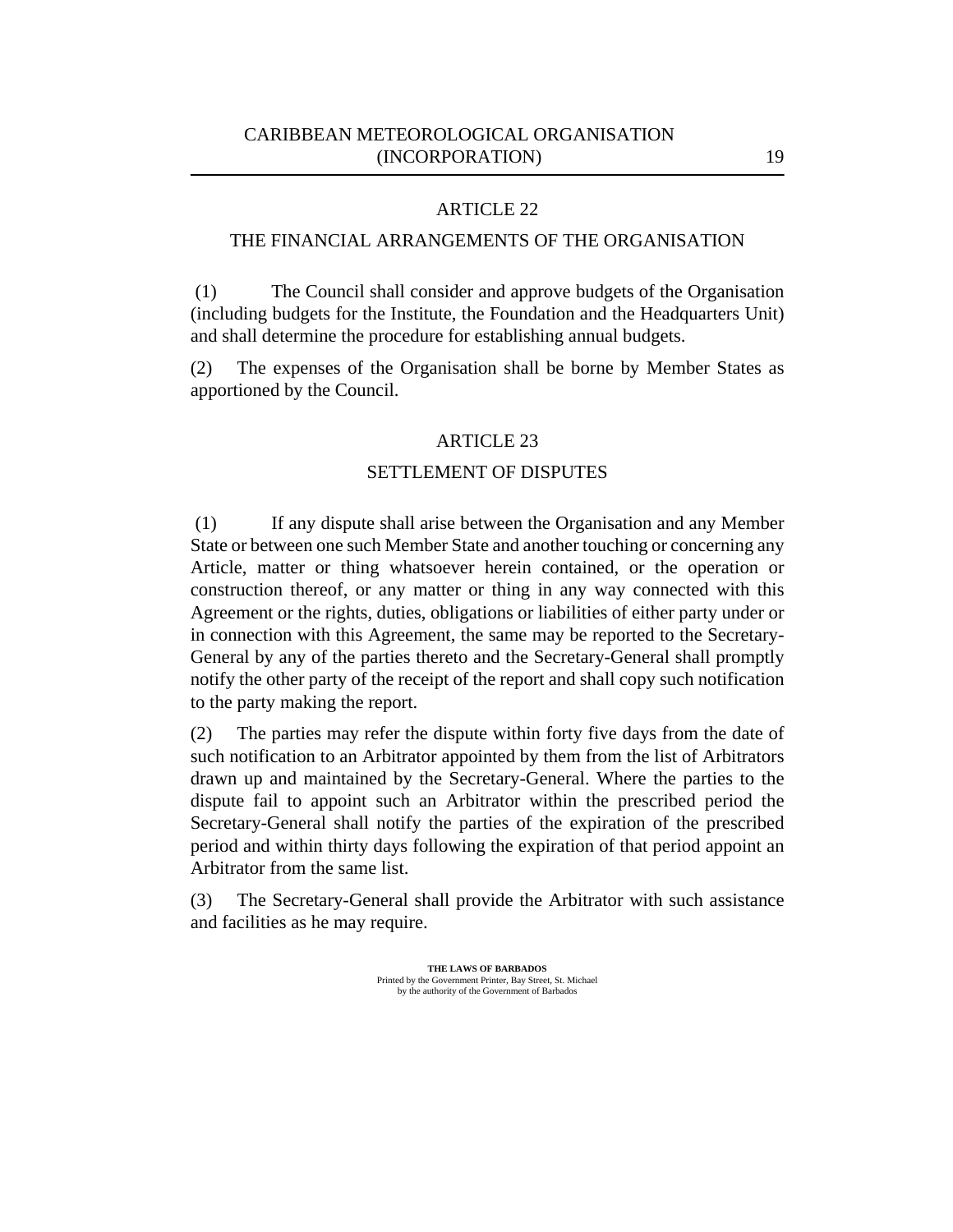## ARTICLE 22

## THE FINANCIAL ARRANGEMENTS OF THE ORGANISATION

(1) The Council shall consider and approve budgets of the Organisation (including budgets for the Institute, the Foundation and the Headquarters Unit) and shall determine the procedure for establishing annual budgets.

(2) The expenses of the Organisation shall be borne by Member States as apportioned by the Council.

## ARTICLE 23

## SETTLEMENT OF DISPUTES

(1) If any dispute shall arise between the Organisation and any Member State or between one such Member State and another touching or concerning any Article, matter or thing whatsoever herein contained, or the operation or construction thereof, or any matter or thing in any way connected with this Agreement or the rights, duties, obligations or liabilities of either party under or in connection with this Agreement, the same may be reported to the Secretary-General by any of the parties thereto and the Secretary-General shall promptly notify the other party of the receipt of the report and shall copy such notification to the party making the report.

(2) The parties may refer the dispute within forty five days from the date of such notification to an Arbitrator appointed by them from the list of Arbitrators drawn up and maintained by the Secretary-General. Where the parties to the dispute fail to appoint such an Arbitrator within the prescribed period the Secretary-General shall notify the parties of the expiration of the prescribed period and within thirty days following the expiration of that period appoint an Arbitrator from the same list.

(3) The Secretary-General shall provide the Arbitrator with such assistance and facilities as he may require.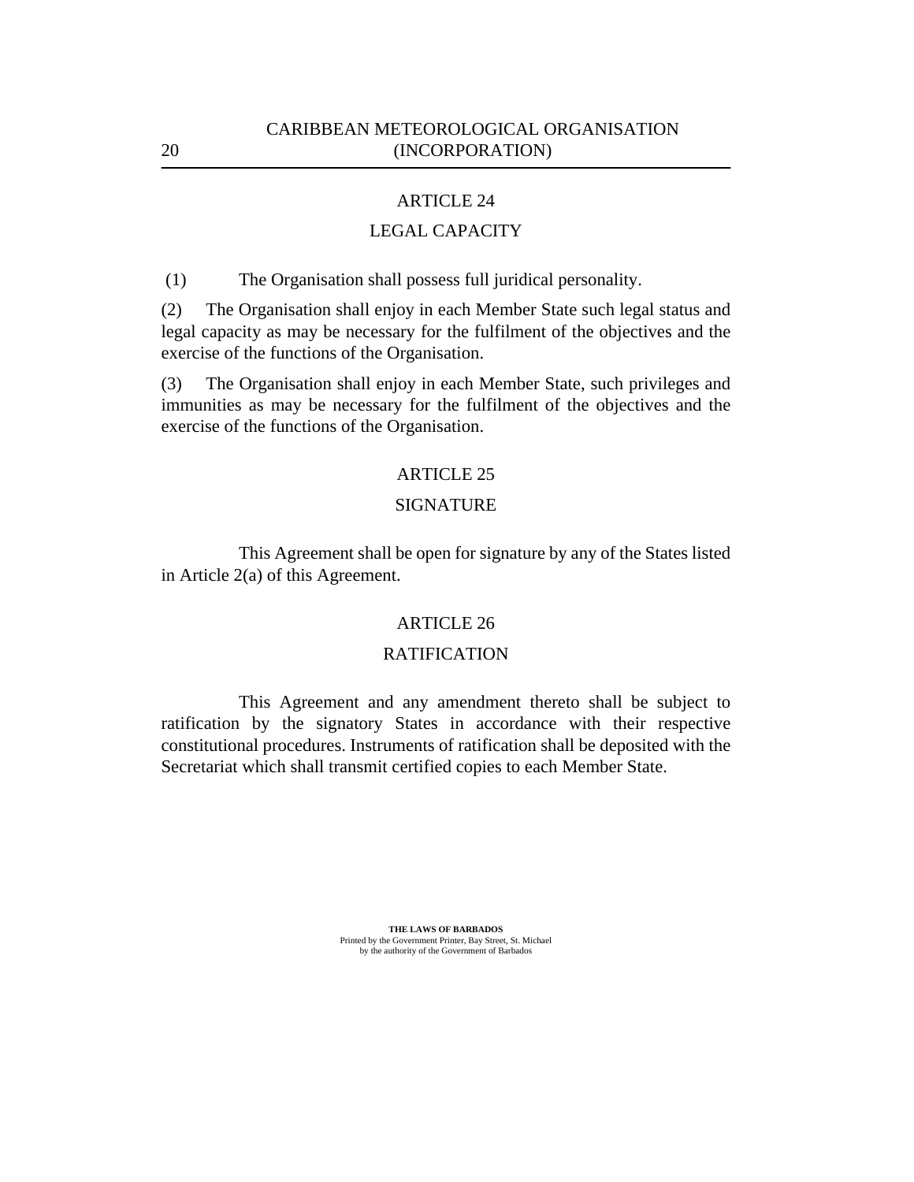## ARTICLE 24

## LEGAL CAPACITY

(1) The Organisation shall possess full juridical personality.

(2) The Organisation shall enjoy in each Member State such legal status and legal capacity as may be necessary for the fulfilment of the objectives and the exercise of the functions of the Organisation.

(3) The Organisation shall enjoy in each Member State, such privileges and immunities as may be necessary for the fulfilment of the objectives and the exercise of the functions of the Organisation.

## ARTICLE 25

## SIGNATURE

This Agreement shall be open for signature by any of the States listed in Article 2(a) of this Agreement.

## ARTICLE 26

## RATIFICATION

This Agreement and any amendment thereto shall be subject to ratification by the signatory States in accordance with their respective constitutional procedures. Instruments of ratification shall be deposited with the Secretariat which shall transmit certified copies to each Member State.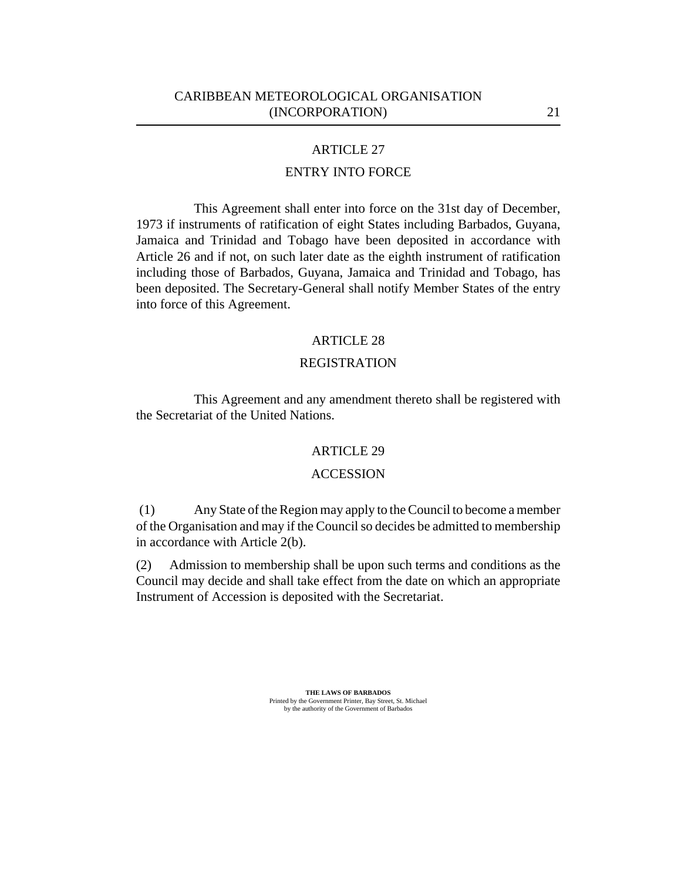## ARTICLE 27

## ENTRY INTO FORCE

This Agreement shall enter into force on the 31st day of December, 1973 if instruments of ratification of eight States including Barbados, Guyana, Jamaica and Trinidad and Tobago have been deposited in accordance with Article 26 and if not, on such later date as the eighth instrument of ratification including those of Barbados, Guyana, Jamaica and Trinidad and Tobago, has been deposited. The Secretary-General shall notify Member States of the entry into force of this Agreement.

## ARTICLE 28

## REGISTRATION

This Agreement and any amendment thereto shall be registered with the Secretariat of the United Nations.

## ARTICLE 29

## ACCESSION

(1) Any State of the Region may apply to the Council to become a member of the Organisation and may if the Council so decides be admitted to membership in accordance with Article 2(b).

(2) Admission to membership shall be upon such terms and conditions as the Council may decide and shall take effect from the date on which an appropriate Instrument of Accession is deposited with the Secretariat.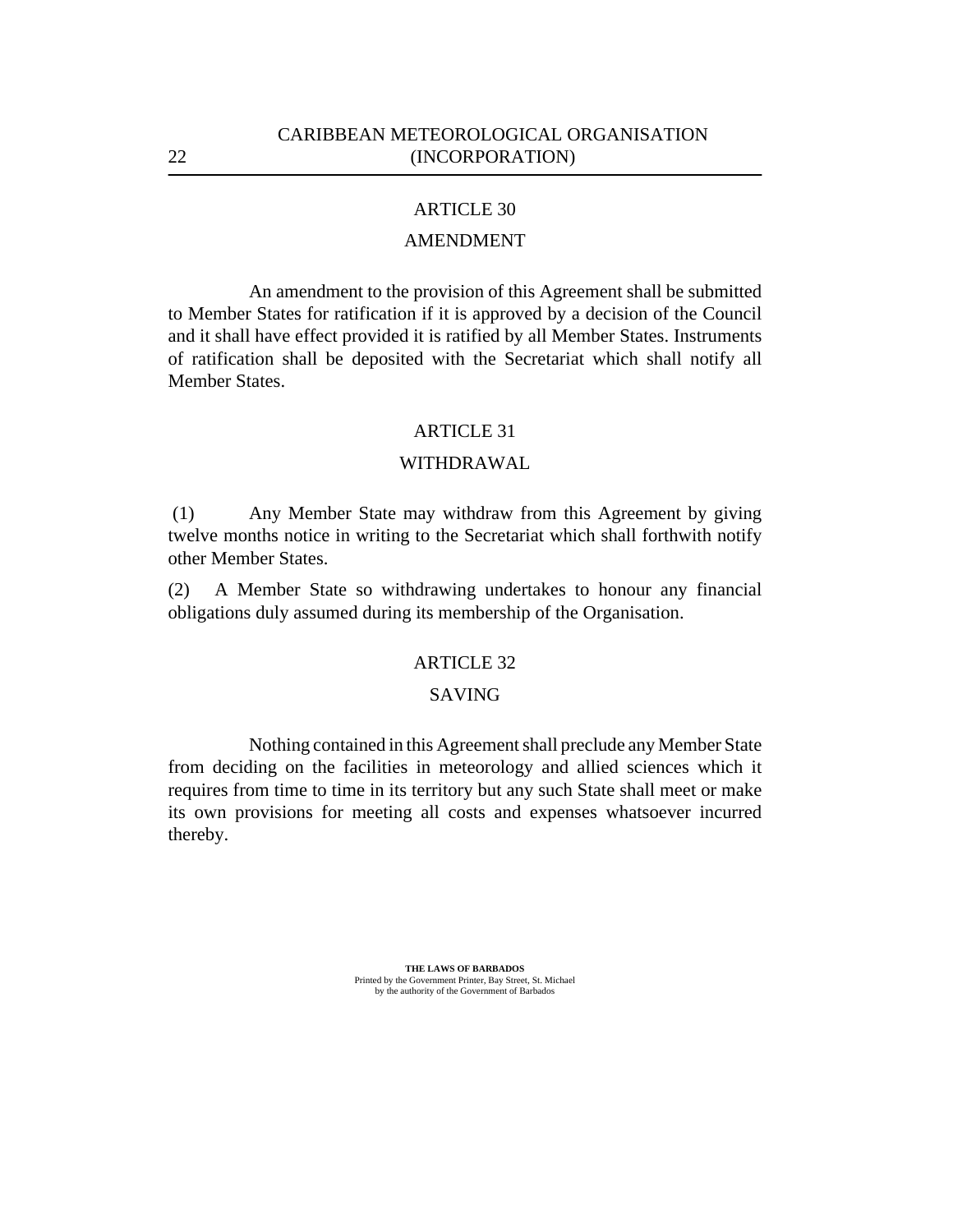## ARTICLE 30

## AMENDMENT

An amendment to the provision of this Agreement shall be submitted to Member States for ratification if it is approved by a decision of the Council and it shall have effect provided it is ratified by all Member States. Instruments of ratification shall be deposited with the Secretariat which shall notify all Member States.

## ARTICLE 31

## WITHDRAWAL

(1) Any Member State may withdraw from this Agreement by giving twelve months notice in writing to the Secretariat which shall forthwith notify other Member States.

(2) A Member State so withdrawing undertakes to honour any financial obligations duly assumed during its membership of the Organisation.

## ARTICLE 32

## SAVING

Nothing contained in this Agreement shall preclude any Member State from deciding on the facilities in meteorology and allied sciences which it requires from time to time in its territory but any such State shall meet or make its own provisions for meeting all costs and expenses whatsoever incurred thereby.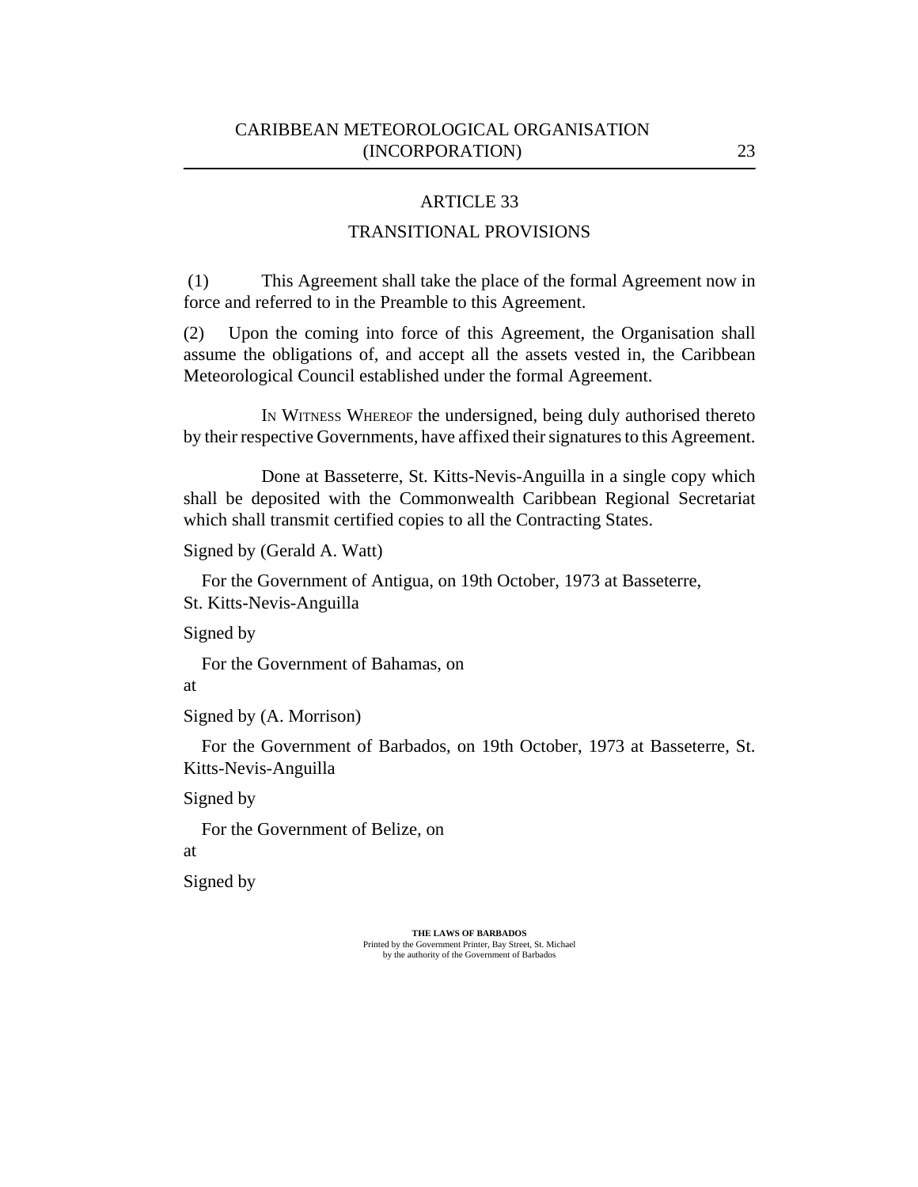## ARTICLE 33

## TRANSITIONAL PROVISIONS

(1) This Agreement shall take the place of the formal Agreement now in force and referred to in the Preamble to this Agreement.

(2) Upon the coming into force of this Agreement, the Organisation shall assume the obligations of, and accept all the assets vested in, the Caribbean Meteorological Council established under the formal Agreement.

IN WITNESS WHEREOF the undersigned, being duly authorised thereto by their respective Governments, have affixed their signatures to this Agreement.

Done at Basseterre, St. Kitts-Nevis-Anguilla in a single copy which shall be deposited with the Commonwealth Caribbean Regional Secretariat which shall transmit certified copies to all the Contracting States.

Signed by (Gerald A. Watt)

For the Government of Antigua, on 19th October, 1973 at Basseterre, St. Kitts-Nevis-Anguilla

Signed by

For the Government of Bahamas, on
at

Signed by (A. Morrison)

For the Government of Barbados, on 19th October, 1973 at Basseterre, St. Kitts-Nevis-Anguilla

Signed by

For the Government of Belize, on
at

Signed by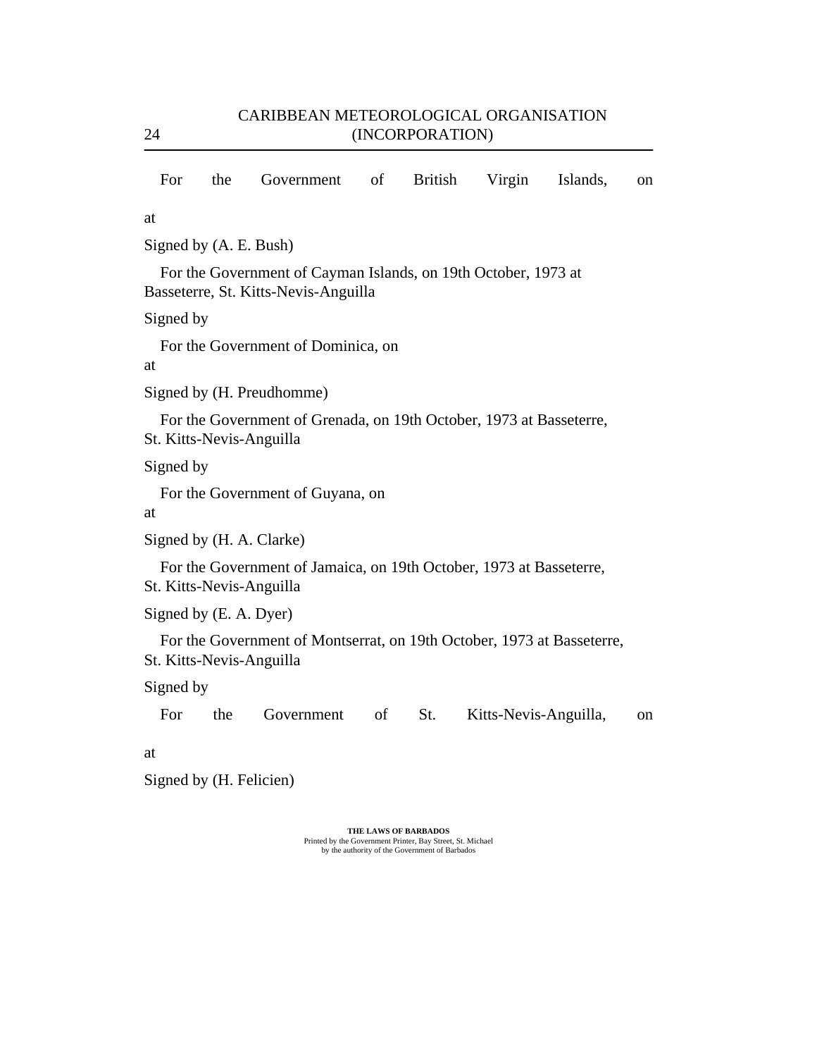For the Government of British Virgin Islands, on

at

Signed by (A. E. Bush)

For the Government of Cayman Islands, on 19th October, 1973 at Basseterre, St. Kitts-Nevis-Anguilla

Signed by

For the Government of Dominica, on
at

Signed by (H. Preudhomme)

For the Government of Grenada, on 19th October, 1973 at Basseterre, St. Kitts-Nevis-Anguilla

Signed by

For the Government of Guyana, on
at

Signed by (H. A. Clarke)

For the Government of Jamaica, on 19th October, 1973 at Basseterre, St. Kitts-Nevis-Anguilla

Signed by (E. A. Dyer)

For the Government of Montserrat, on 19th October, 1973 at Basseterre, St. Kitts-Nevis-Anguilla

Signed by

For the Government of St. Kitts-Nevis-Anguilla, on

at

Signed by (H. Felicien)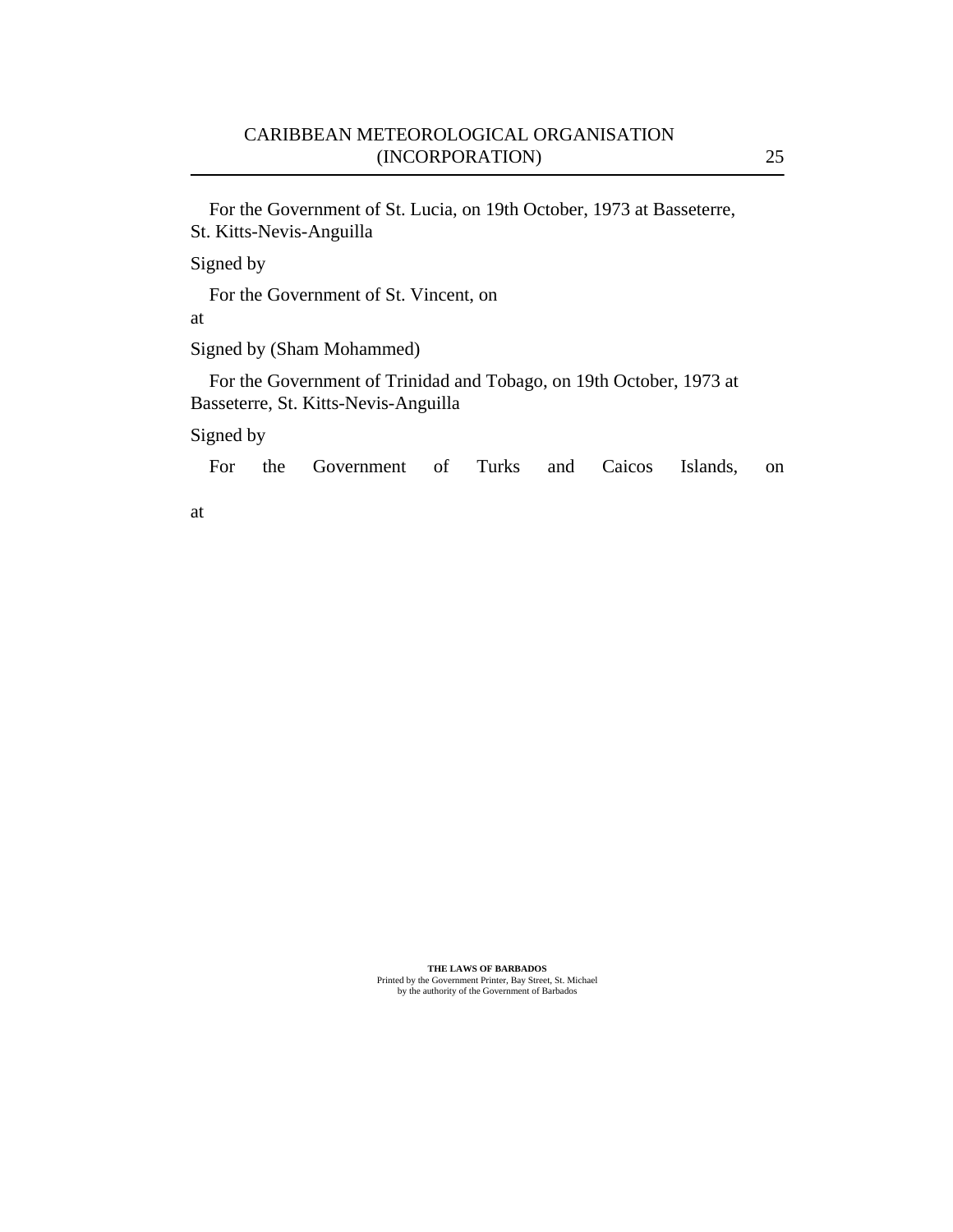For the Government of St. Lucia, on 19th October, 1973 at Basseterre, St. Kitts-Nevis-Anguilla

Signed by

For the Government of St. Vincent, on

at

Signed by (Sham Mohammed)

For the Government of Trinidad and Tobago, on 19th October, 1973 at Basseterre, St. Kitts-Nevis-Anguilla

Signed by

For the Government of Turks and Caicos Islands, on

at